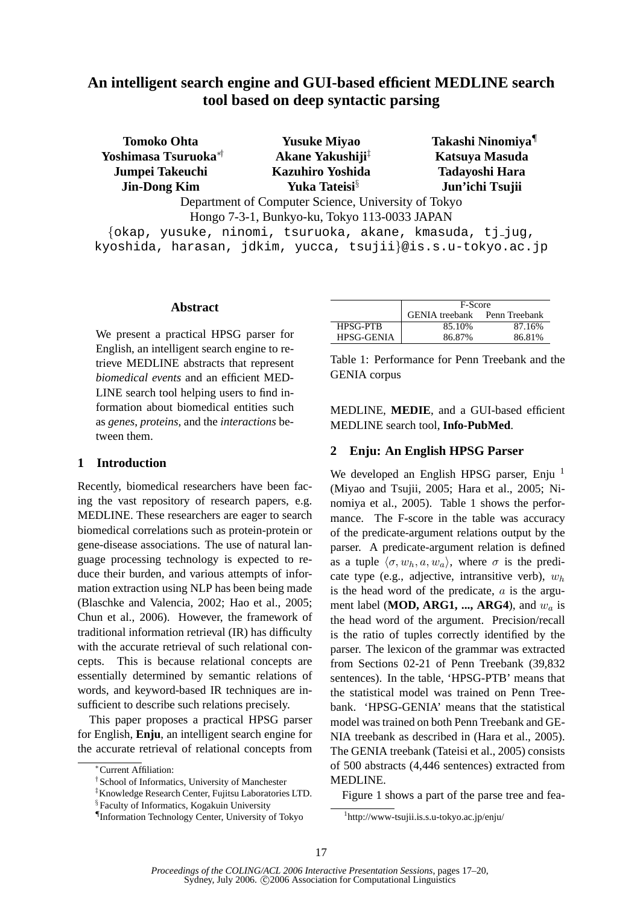# An intelligent search engine and GUI-based efficient MEDLINE search tool based on deep syntactic parsing

**Tomoko Ohta** **Yusuke Miyao** **Takashi Ninomiya**[¶]
**Yoshimasa Tsuruoka**[*†] **Akane Yakushiji**[‡] **Katsuya Masuda**
**Jumpei Takeuchi** **Kazuhiro Yoshida** **Tadayoshi Hara**
**Jin-Dong Kim** **Yuka Tateisi**[§] **Jun'ichi Tsujii**

Department of Computer Science, University of Tokyo
Hongo 7-3-1, Bunkyo-ku, Tokyo 113-0033 JAPAN
{okap, yusuke, ninomi, tsuruoka, akane, kmasuda, tj_jug, kyoshida, harasan, jdkim, yucca, tsujii}@is.s.u-tokyo.ac.jp

## Abstract

We present a practical HPSG parser for English, an intelligent search engine to retrieve MEDLINE abstracts that represent *biomedical events* and an efficient MEDLINE search tool helping users to find information about biomedical entities such as *genes*, *proteins*, and the *interactions* between them.

## 1 Introduction

Recently, biomedical researchers have been facing the vast repository of research papers, e.g. MEDLINE. These researchers are eager to search biomedical correlations such as protein-protein or gene-disease associations. The use of natural language processing technology is expected to reduce their burden, and various attempts of information extraction using NLP has been being made (Blaschke and Valencia, 2002; Hao et al., 2005; Chun et al., 2006). However, the framework of traditional information retrieval (IR) has difficulty with the accurate retrieval of such relational concepts. This is because relational concepts are essentially determined by semantic relations of words, and keyword-based IR techniques are insufficient to describe such relations precisely.

This paper proposes a practical HPSG parser for English, **Enju**, an intelligent search engine for the accurate retrieval of relational concepts from MEDLINE, **MEDIE**, and a GUI-based efficient MEDLINE search tool, **Info-PubMed**.

[*] Current Affiliation:
[†] School of Informatics, University of Manchester
[‡] Knowledge Research Center, Fujitsu Laboratories LTD.
[§] Faculty of Informatics, Kogakuin University
[¶] Information Technology Center, University of Tokyo

| | F-Score | |
|---|---|---|
| | GENIA treebank | Penn Treebank |
| HPSG-PTB | 85.10% | 87.16% |
| HPSG-GENIA | 86.87% | 86.81% |

Table 1: Performance for Penn Treebank and the GENIA corpus

## 2 Enju: An English HPSG Parser

We developed an English HPSG parser, Enju [1] (Miyao and Tsujii, 2005; Hara et al., 2005; Ninomiya et al., 2005). Table 1 shows the performance. The F-score in the table was accuracy of the predicate-argument relations output by the parser. A predicate-argument relation is defined as a tuple $\langle \sigma, w_h, a, w_a \rangle$, where $\sigma$ is the predicate type (e.g., adjective, intransitive verb), $w_h$ is the head word of the predicate, $a$ is the argument label (**MOD, ARG1, ..., ARG4**), and $w_a$ is the head word of the argument. Precision/recall is the ratio of tuples correctly identified by the parser. The lexicon of the grammar was extracted from Sections 02-21 of Penn Treebank (39,832 sentences). In the table, 'HPSG-PTB' means that the statistical model was trained on Penn Treebank. 'HPSG-GENIA' means that the statistical model was trained on both Penn Treebank and GENIA treebank as described in (Hara et al., 2005). The GENIA treebank (Tateisi et al., 2005) consists of 500 abstracts (4,446 sentences) extracted from MEDLINE.

Figure 1 shows a part of the parse tree and fea-

[1] http://www-tsujii.is.s.u-tokyo.ac.jp/enju/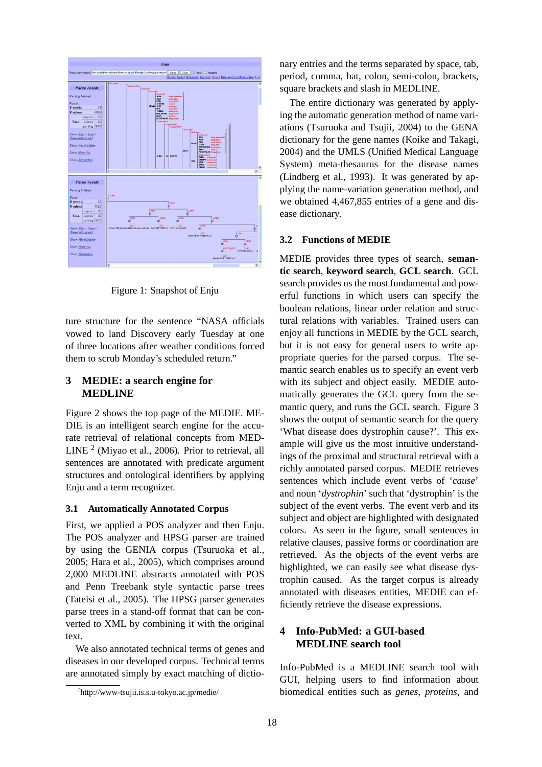Figure 1: Snapshot of Enju

ture structure for the sentence "NASA officials vowed to land Discovery early Tuesday at one of three locations after weather conditions forced them to scrub Monday's scheduled return."

# 3 MEDIE: a search engine for MEDLINE

Figure 2 shows the top page of the MEDIE. MEDIE is an intelligent search engine for the accurate retrieval of relational concepts from MEDLINE [2] (Miyao et al., 2006). Prior to retrieval, all sentences are annotated with predicate argument structures and ontological identifiers by applying Enju and a term recognizer.

## 3.1 Automatically Annotated Corpus

First, we applied a POS analyzer and then Enju. The POS analyzer and HPSG parser are trained by using the GENIA corpus (Tsuruoka et al., 2005; Hara et al., 2005), which comprises around 2,000 MEDLINE abstracts annotated with POS and Penn Treebank style syntactic parse trees (Tateisi et al., 2005). The HPSG parser generates parse trees in a stand-off format that can be converted to XML by combining it with the original text.

We also annotated technical terms of genes and diseases in our developed corpus. Technical terms are annotated simply by exact matching of dictionary entries and the terms separated by space, tab, period, comma, hat, colon, semi-colon, brackets, square brackets and slash in MEDLINE.

The entire dictionary was generated by applying the automatic generation method of name variations (Tsuruoka and Tsujii, 2004) to the GENA dictionary for the gene names (Koike and Takagi, 2004) and the UMLS (Unified Medical Language System) meta-thesaurus for the disease names (Lindberg et al., 1993). It was generated by applying the name-variation generation method, and we obtained 4,467,855 entries of a gene and disease dictionary.

## 3.2 Functions of MEDIE

MEDIE provides three types of search, **semantic search**, **keyword search**, **GCL search**. GCL search provides us the most fundamental and powerful functions in which users can specify the boolean relations, linear order relation and structural relations with variables. Trained users can enjoy all functions in MEDIE by the GCL search, but it is not easy for general users to write appropriate queries for the parsed corpus. The semantic search enables us to specify an event verb with its subject and object easily. MEDIE automatically generates the GCL query from the semantic query, and runs the GCL search. Figure 3 shows the output of semantic search for the query 'What disease does dystrophin cause?'. This example will give us the most intuitive understandings of the proximal and structural retrieval with a richly annotated parsed corpus. MEDIE retrieves sentences which include event verbs of '*cause*' and noun '*dystrophin*' such that 'dystrophin' is the subject of the event verbs. The event verb and its subject and object are highlighted with designated colors. As seen in the figure, small sentences in relative clauses, passive forms or coordination are retrieved. As the objects of the event verbs are highlighted, we can easily see what disease dystrophin caused. As the target corpus is already annotated with diseases entities, MEDIE can efficiently retrieve the disease expressions.

# 4 Info-PubMed: a GUI-based MEDLINE search tool

Info-PubMed is a MEDLINE search tool with GUI, helping users to find information about biomedical entities such as *genes*, *proteins*, and

[2] http://www-tsujii.is.s.u-tokyo.ac.jp/medie/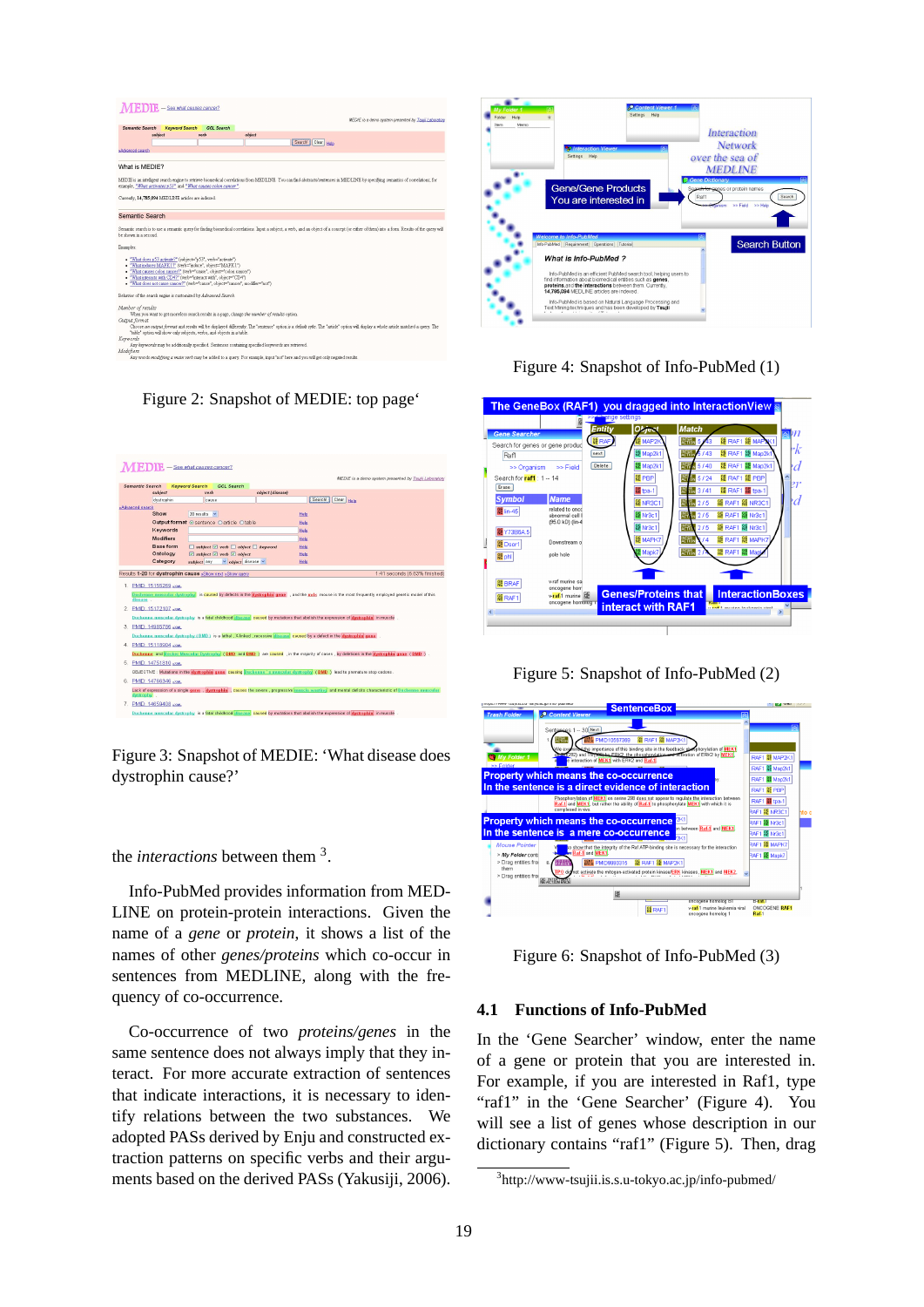Figure 2: Snapshot of MEDIE: top page'

Figure 3: Snapshot of MEDIE: 'What disease does dystrophin cause?'

the *interactions* between them [3].

Info-PubMed provides information from MEDLINE on protein-protein interactions. Given the name of a *gene* or *protein*, it shows a list of the names of other *genes/proteins* which co-occur in sentences from MEDLINE, along with the frequency of co-occurrence.

Co-occurrence of two *proteins/genes* in the same sentence does not always imply that they interact. For more accurate extraction of sentences that indicate interactions, it is necessary to identify relations between the two substances. We adopted PASs derived by Enju and constructed extraction patterns on specific verbs and their arguments based on the derived PASs (Yakusiji, 2006).

Figure 4: Snapshot of Info-PubMed (1)

Figure 5: Snapshot of Info-PubMed (2)

Figure 6: Snapshot of Info-PubMed (3)

### 4.1 Functions of Info-PubMed

In the 'Gene Searcher' window, enter the name of a gene or protein that you are interested in. For example, if you are interested in Raf1, type "raf1" in the 'Gene Searcher' (Figure 4). You will see a list of genes whose description in our dictionary contains "raf1" (Figure 5). Then, drag

[3] http://www-tsujii.is.s.u-tokyo.ac.jp/info-pubmed/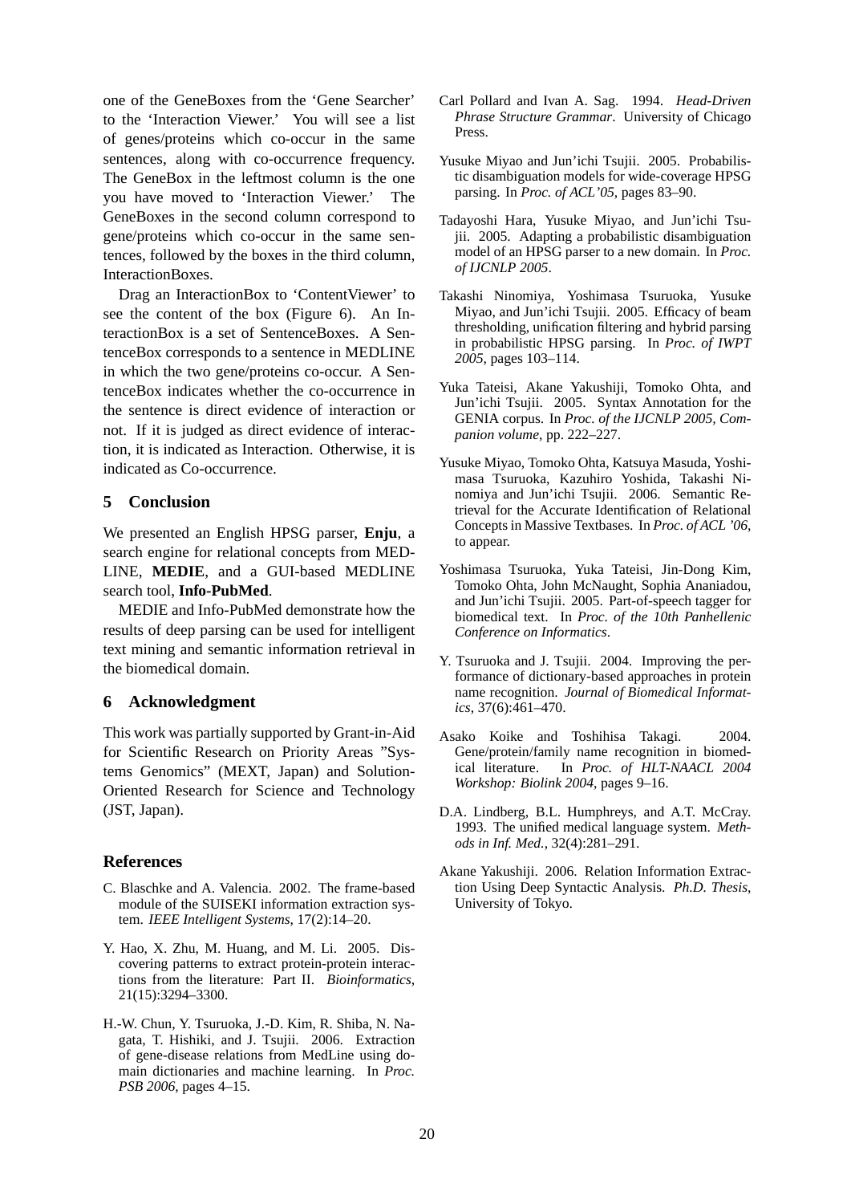one of the GeneBoxes from the 'Gene Searcher' to the 'Interaction Viewer.' You will see a list of genes/proteins which co-occur in the same sentences, along with co-occurrence frequency. The GeneBox in the leftmost column is the one you have moved to 'Interaction Viewer.' The GeneBoxes in the second column correspond to gene/proteins which co-occur in the same sentences, followed by the boxes in the third column, InteractionBoxes.

Drag an InteractionBox to 'ContentViewer' to see the content of the box (Figure 6). An InteractionBox is a set of SentenceBoxes. A SentenceBox corresponds to a sentence in MEDLINE in which the two gene/proteins co-occur. A SentenceBox indicates whether the co-occurrence in the sentence is direct evidence of interaction or not. If it is judged as direct evidence of interaction, it is indicated as Interaction. Otherwise, it is indicated as Co-occurrence.

## 5 Conclusion

We presented an English HPSG parser, **Enju**, a search engine for relational concepts from MEDLINE, **MEDIE**, and a GUI-based MEDLINE search tool, **Info-PubMed**.

MEDIE and Info-PubMed demonstrate how the results of deep parsing can be used for intelligent text mining and semantic information retrieval in the biomedical domain.

## 6 Acknowledgment

This work was partially supported by Grant-in-Aid for Scientific Research on Priority Areas "Systems Genomics" (MEXT, Japan) and Solution-Oriented Research for Science and Technology (JST, Japan).

## References

C. Blaschke and A. Valencia. 2002. The frame-based module of the SUISEKI information extraction system. *IEEE Intelligent Systems*, 17(2):14–20.

Y. Hao, X. Zhu, M. Huang, and M. Li. 2005. Discovering patterns to extract protein-protein interactions from the literature: Part II. *Bioinformatics*, 21(15):3294–3300.

H.-W. Chun, Y. Tsuruoka, J.-D. Kim, R. Shiba, N. Nagata, T. Hishiki, and J. Tsujii. 2006. Extraction of gene-disease relations from MedLine using domain dictionaries and machine learning. In *Proc. PSB 2006*, pages 4–15.

Carl Pollard and Ivan A. Sag. 1994. *Head-Driven Phrase Structure Grammar*. University of Chicago Press.

Yusuke Miyao and Jun'ichi Tsujii. 2005. Probabilistic disambiguation models for wide-coverage HPSG parsing. In *Proc. of ACL'05*, pages 83–90.

Tadayoshi Hara, Yusuke Miyao, and Jun'ichi Tsujii. 2005. Adapting a probabilistic disambiguation model of an HPSG parser to a new domain. In *Proc. of IJCNLP 2005*.

Takashi Ninomiya, Yoshimasa Tsuruoka, Yusuke Miyao, and Jun'ichi Tsujii. 2005. Efficacy of beam thresholding, unification filtering and hybrid parsing in probabilistic HPSG parsing. In *Proc. of IWPT 2005*, pages 103–114.

Yuka Tateisi, Akane Yakushiji, Tomoko Ohta, and Jun'ichi Tsujii. 2005. Syntax Annotation for the GENIA corpus. In *Proc. of the IJCNLP 2005, Companion volume*, pp. 222–227.

Yusuke Miyao, Tomoko Ohta, Katsuya Masuda, Yoshimasa Tsuruoka, Kazuhiro Yoshida, Takashi Ninomiya and Jun'ichi Tsujii. 2006. Semantic Retrieval for the Accurate Identification of Relational Concepts in Massive Textbases. In *Proc. of ACL '06*, to appear.

Yoshimasa Tsuruoka, Yuka Tateisi, Jin-Dong Kim, Tomoko Ohta, John McNaught, Sophia Ananiadou, and Jun'ichi Tsujii. 2005. Part-of-speech tagger for biomedical text. In *Proc. of the 10th Panhellenic Conference on Informatics*.

Y. Tsuruoka and J. Tsujii. 2004. Improving the performance of dictionary-based approaches in protein name recognition. *Journal of Biomedical Informatics*, 37(6):461–470.

Asako Koike and Toshihisa Takagi. 2004. Gene/protein/family name recognition in biomedical literature. In *Proc. of HLT-NAACL 2004 Workshop: Biolink 2004*, pages 9–16.

D.A. Lindberg, B.L. Humphreys, and A.T. McCray. 1993. The unified medical language system. *Methods in Inf. Med.*, 32(4):281–291.

Akane Yakushiji. 2006. Relation Information Extraction Using Deep Syntactic Analysis. *Ph.D. Thesis*, University of Tokyo.